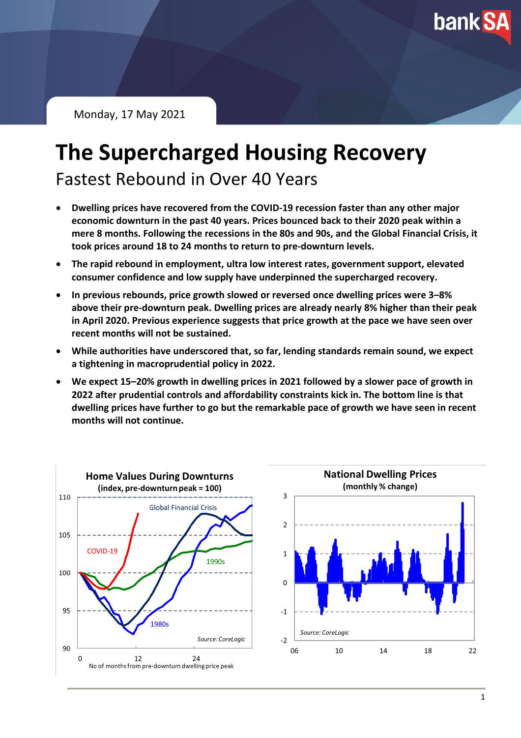Monday, 17 May 2021

# The Supercharged Housing Recovery

## Fastest Rebound in Over 40 Years

- **Dwelling prices have recovered from the COVID-19 recession faster than any other major economic downturn in the past 40 years. Prices bounced back to their 2020 peak within a mere 8 months. Following the recessions in the 80s and 90s, and the Global Financial Crisis, it took prices around 18 to 24 months to return to pre-downturn levels.**
- **The rapid rebound in employment, ultra low interest rates, government support, elevated consumer confidence and low supply have underpinned the supercharged recovery.**
- **In previous rebounds, price growth slowed or reversed once dwelling prices were 3–8% above their pre-downturn peak. Dwelling prices are already nearly 8% higher than their peak in April 2020. Previous experience suggests that price growth at the pace we have seen over recent months will not be sustained.**
- **While authorities have underscored that, so far, lending standards remain sound, we expect a tightening in macroprudential policy in 2022.**
- **We expect 15–20% growth in dwelling prices in 2021 followed by a slower pace of growth in 2022 after prudential controls and affordability constraints kick in. The bottom line is that dwelling prices have further to go but the remarkable pace of growth we have seen in recent months will not continue.**

**Home Values During Downturns**
**(index, pre-downturn peak = 100)**

Source: CoreLogic

**National Dwelling Prices**
**(monthly % change)**

Source: CoreLogic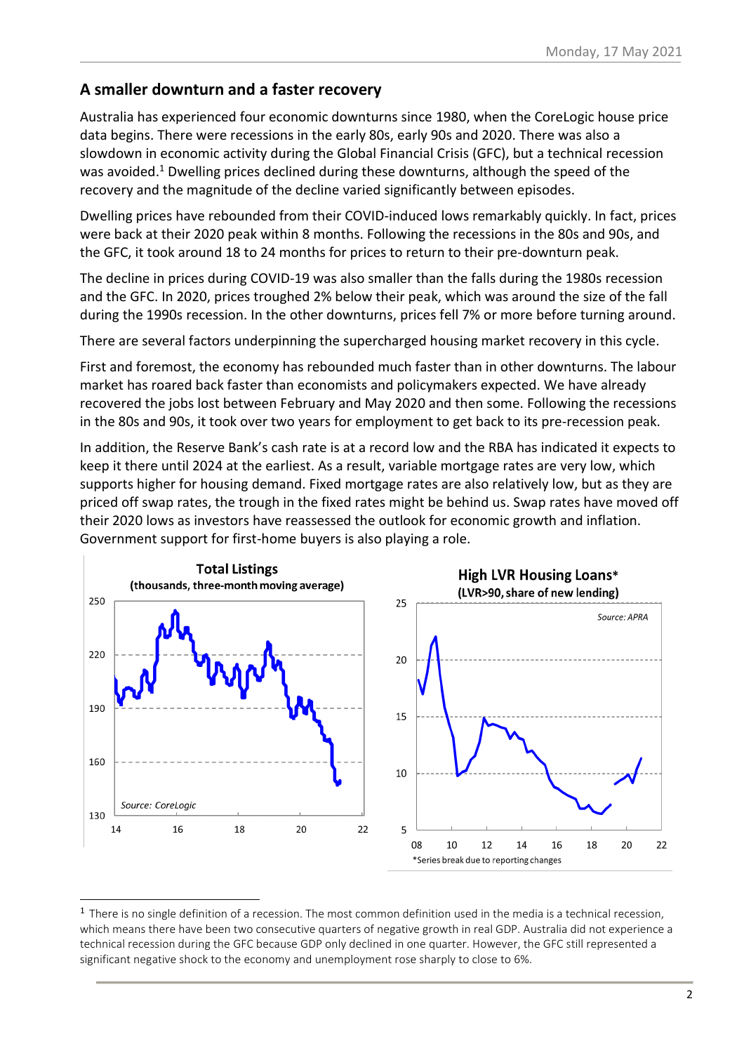## A smaller downturn and a faster recovery

Australia has experienced four economic downturns since 1980, when the CoreLogic house price data begins. There were recessions in the early 80s, early 90s and 2020. There was also a slowdown in economic activity during the Global Financial Crisis (GFC), but a technical recession was avoided.[1] Dwelling prices declined during these downturns, although the speed of the recovery and the magnitude of the decline varied significantly between episodes.

Dwelling prices have rebounded from their COVID-induced lows remarkably quickly. In fact, prices were back at their 2020 peak within 8 months. Following the recessions in the 80s and 90s, and the GFC, it took around 18 to 24 months for prices to return to their pre-downturn peak.

The decline in prices during COVID-19 was also smaller than the falls during the 1980s recession and the GFC. In 2020, prices troughed 2% below their peak, which was around the size of the fall during the 1990s recession. In the other downturns, prices fell 7% or more before turning around.

There are several factors underpinning the supercharged housing market recovery in this cycle.

First and foremost, the economy has rebounded much faster than in other downturns. The labour market has roared back faster than economists and policymakers expected. We have already recovered the jobs lost between February and May 2020 and then some. Following the recessions in the 80s and 90s, it took over two years for employment to get back to its pre-recession peak.

In addition, the Reserve Bank's cash rate is at a record low and the RBA has indicated it expects to keep it there until 2024 at the earliest. As a result, variable mortgage rates are very low, which supports higher for housing demand. Fixed mortgage rates are also relatively low, but as they are priced off swap rates, the trough in the fixed rates might be behind us. Swap rates have moved off their 2020 lows as investors have reassessed the outlook for economic growth and inflation. Government support for first-home buyers is also playing a role.

**Total Listings**
**(thousands, three-month moving average)**

Source: CoreLogic

**High LVR Housing Loans***
**(LVR>90, share of new lending)**

Source: APRA

*Series break due to reporting changes

[1] There is no single definition of a recession. The most common definition used in the media is a technical recession, which means there have been two consecutive quarters of negative growth in real GDP. Australia did not experience a technical recession during the GFC because GDP only declined in one quarter. However, the GFC still represented a significant negative shock to the economy and unemployment rose sharply to close to 6%.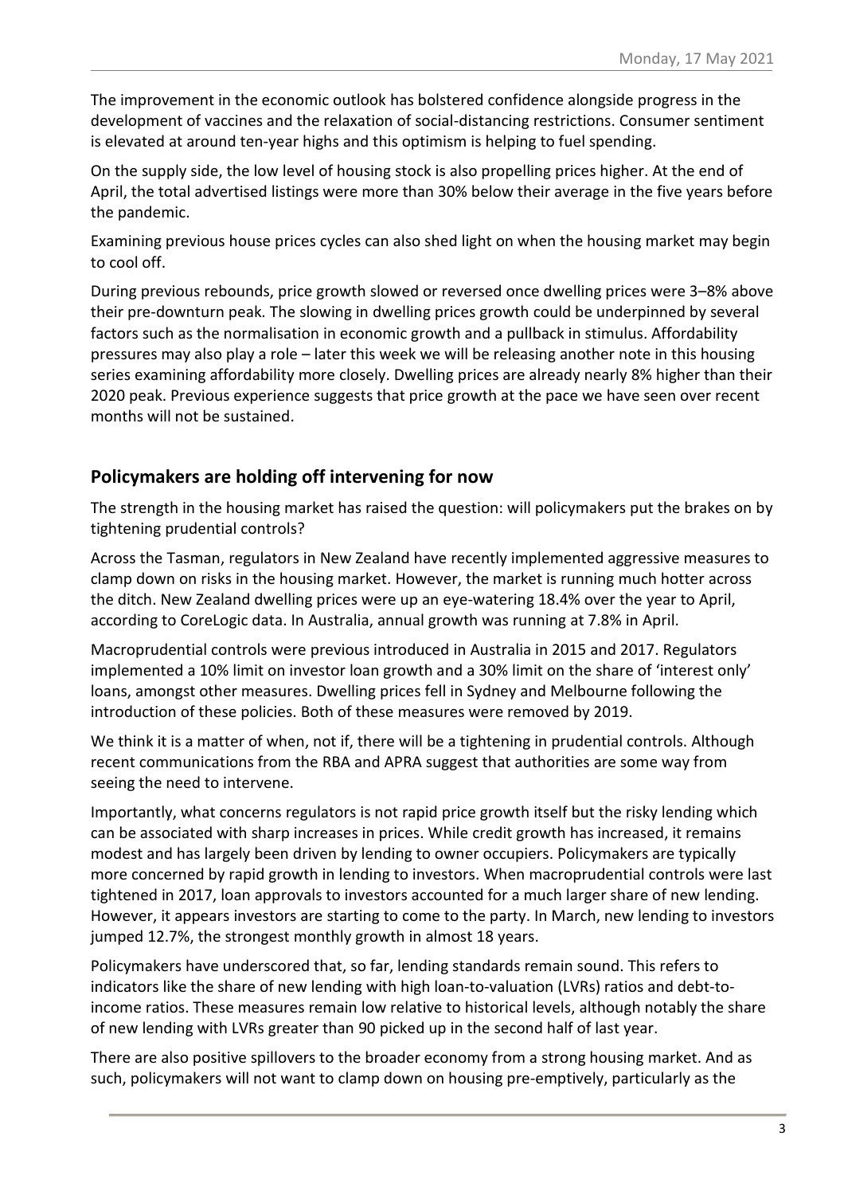The improvement in the economic outlook has bolstered confidence alongside progress in the development of vaccines and the relaxation of social-distancing restrictions. Consumer sentiment is elevated at around ten-year highs and this optimism is helping to fuel spending.

On the supply side, the low level of housing stock is also propelling prices higher. At the end of April, the total advertised listings were more than 30% below their average in the five years before the pandemic.

Examining previous house prices cycles can also shed light on when the housing market may begin to cool off.

During previous rebounds, price growth slowed or reversed once dwelling prices were 3–8% above their pre-downturn peak. The slowing in dwelling prices growth could be underpinned by several factors such as the normalisation in economic growth and a pullback in stimulus. Affordability pressures may also play a role – later this week we will be releasing another note in this housing series examining affordability more closely. Dwelling prices are already nearly 8% higher than their 2020 peak. Previous experience suggests that price growth at the pace we have seen over recent months will not be sustained.

## Policymakers are holding off intervening for now

The strength in the housing market has raised the question: will policymakers put the brakes on by tightening prudential controls?

Across the Tasman, regulators in New Zealand have recently implemented aggressive measures to clamp down on risks in the housing market. However, the market is running much hotter across the ditch. New Zealand dwelling prices were up an eye-watering 18.4% over the year to April, according to CoreLogic data. In Australia, annual growth was running at 7.8% in April.

Macroprudential controls were previous introduced in Australia in 2015 and 2017. Regulators implemented a 10% limit on investor loan growth and a 30% limit on the share of 'interest only' loans, amongst other measures. Dwelling prices fell in Sydney and Melbourne following the introduction of these policies. Both of these measures were removed by 2019.

We think it is a matter of when, not if, there will be a tightening in prudential controls. Although recent communications from the RBA and APRA suggest that authorities are some way from seeing the need to intervene.

Importantly, what concerns regulators is not rapid price growth itself but the risky lending which can be associated with sharp increases in prices. While credit growth has increased, it remains modest and has largely been driven by lending to owner occupiers. Policymakers are typically more concerned by rapid growth in lending to investors. When macroprudential controls were last tightened in 2017, loan approvals to investors accounted for a much larger share of new lending. However, it appears investors are starting to come to the party. In March, new lending to investors jumped 12.7%, the strongest monthly growth in almost 18 years.

Policymakers have underscored that, so far, lending standards remain sound. This refers to indicators like the share of new lending with high loan-to-valuation (LVRs) ratios and debt-to-income ratios. These measures remain low relative to historical levels, although notably the share of new lending with LVRs greater than 90 picked up in the second half of last year.

There are also positive spillovers to the broader economy from a strong housing market. And as such, policymakers will not want to clamp down on housing pre-emptively, particularly as the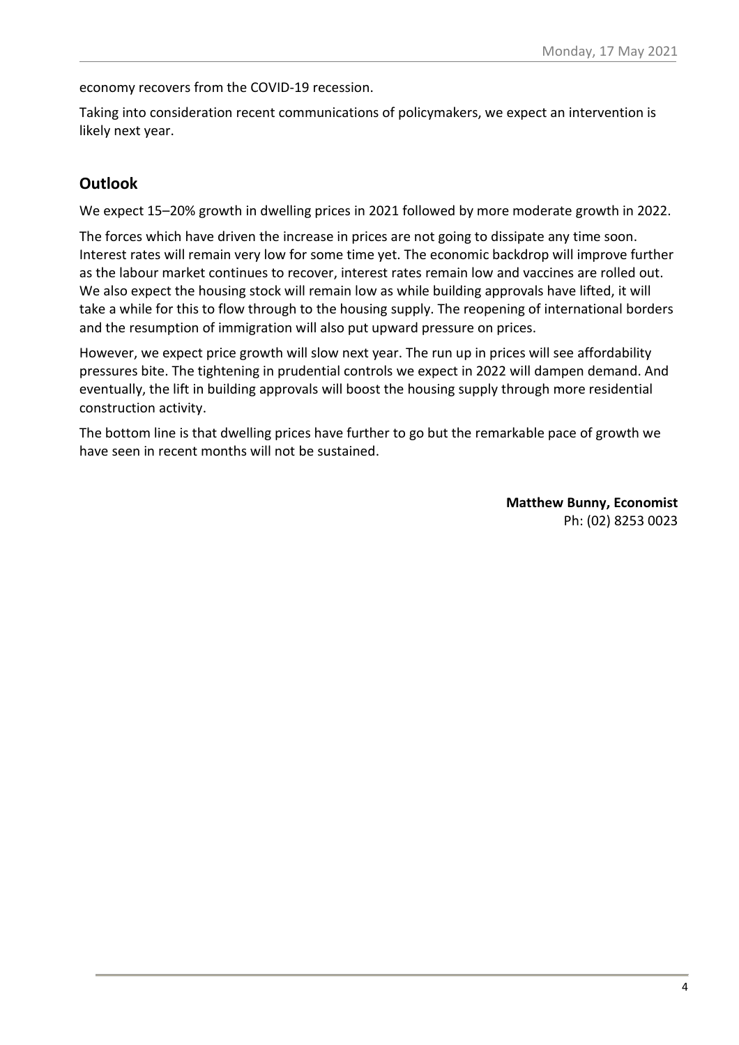economy recovers from the COVID-19 recession.

Taking into consideration recent communications of policymakers, we expect an intervention is likely next year.

## Outlook

We expect 15–20% growth in dwelling prices in 2021 followed by more moderate growth in 2022.

The forces which have driven the increase in prices are not going to dissipate any time soon. Interest rates will remain very low for some time yet. The economic backdrop will improve further as the labour market continues to recover, interest rates remain low and vaccines are rolled out. We also expect the housing stock will remain low as while building approvals have lifted, it will take a while for this to flow through to the housing supply. The reopening of international borders and the resumption of immigration will also put upward pressure on prices.

However, we expect price growth will slow next year. The run up in prices will see affordability pressures bite. The tightening in prudential controls we expect in 2022 will dampen demand. And eventually, the lift in building approvals will boost the housing supply through more residential construction activity.

The bottom line is that dwelling prices have further to go but the remarkable pace of growth we have seen in recent months will not be sustained.

**Matthew Bunny, Economist**
Ph: (02) 8253 0023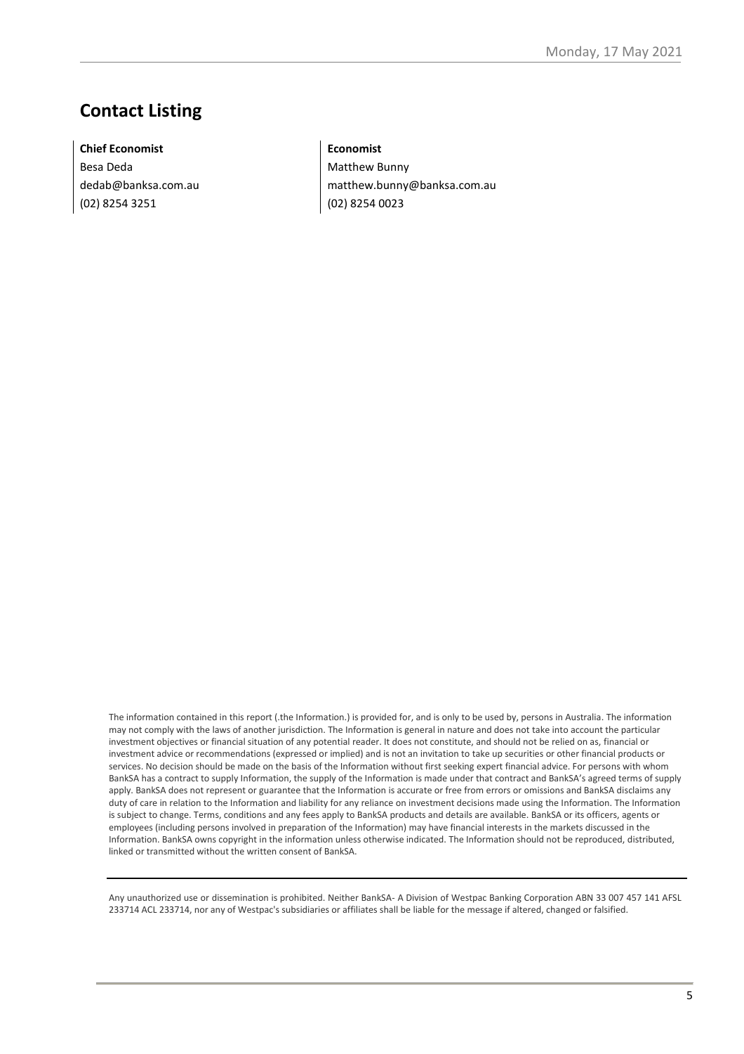## Contact Listing

**Chief Economist**
Besa Deda
dedab@banksa.com.au
(02) 8254 3251

**Economist**
Matthew Bunny
matthew.bunny@banksa.com.au
(02) 8254 0023

The information contained in this report (.the Information.) is provided for, and is only to be used by, persons in Australia. The information may not comply with the laws of another jurisdiction. The Information is general in nature and does not take into account the particular investment objectives or financial situation of any potential reader. It does not constitute, and should not be relied on as, financial or investment advice or recommendations (expressed or implied) and is not an invitation to take up securities or other financial products or services. No decision should be made on the basis of the Information without first seeking expert financial advice. For persons with whom BankSA has a contract to supply Information, the supply of the Information is made under that contract and BankSA's agreed terms of supply apply. BankSA does not represent or guarantee that the Information is accurate or free from errors or omissions and BankSA disclaims any duty of care in relation to the Information and liability for any reliance on investment decisions made using the Information. The Information is subject to change. Terms, conditions and any fees apply to BankSA products and details are available. BankSA or its officers, agents or employees (including persons involved in preparation of the Information) may have financial interests in the markets discussed in the Information. BankSA owns copyright in the information unless otherwise indicated. The Information should not be reproduced, distributed, linked or transmitted without the written consent of BankSA.

Any unauthorized use or dissemination is prohibited. Neither BankSA- A Division of Westpac Banking Corporation ABN 33 007 457 141 AFSL 233714 ACL 233714, nor any of Westpac's subsidiaries or affiliates shall be liable for the message if altered, changed or falsified.